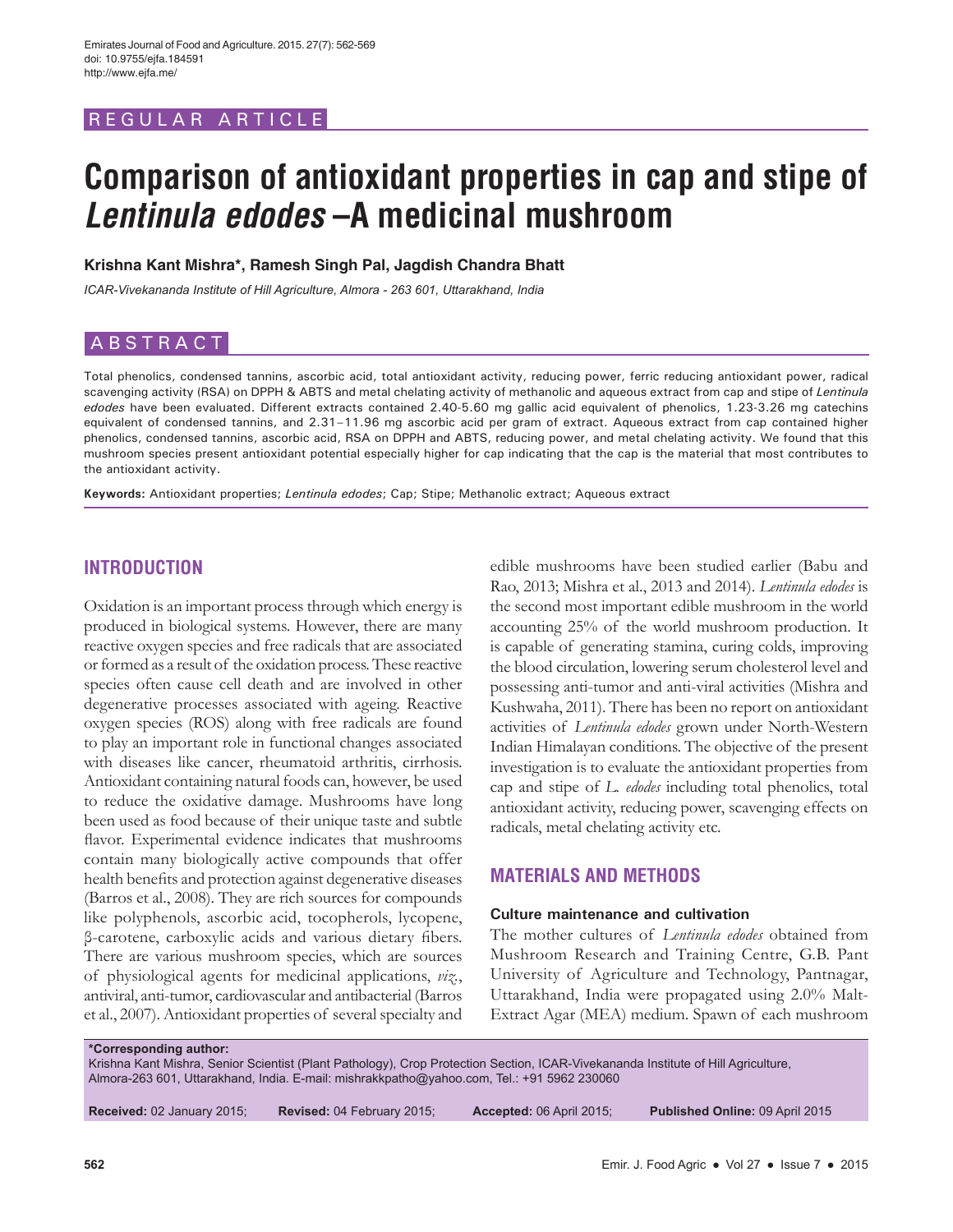REGULAR ARTICLE

# Comparison of antioxidant properties in cap and stipe of *Lentinula edodes* –A medicinal mushroom

**Krishna Kant Mishra\*, Ramesh Singh Pal, Jagdish Chandra Bhatt**

*ICAR-Vivekananda Institute of Hill Agriculture, Almora - 263 601, Uttarakhand, India*

## ABSTRACT

Total phenolics, condensed tannins, ascorbic acid, total antioxidant activity, reducing power, ferric reducing antioxidant power, radical scavenging activity (RSA) on DPPH & ABTS and metal chelating activity of methanolic and aqueous extract from cap and stipe of *Lentinula edodes* have been evaluated. Different extracts contained 2.40-5.60 mg gallic acid equivalent of phenolics, 1.23-3.26 mg catechins equivalent of condensed tannins, and 2.31–11.96 mg ascorbic acid per gram of extract. Aqueous extract from cap contained higher phenolics, condensed tannins, ascorbic acid, RSA on DPPH and ABTS, reducing power, and metal chelating activity. We found that this mushroom species present antioxidant potential especially higher for cap indicating that the cap is the material that most contributes to the antioxidant activity.

**Keywords:** Antioxidant properties; *Lentinula edodes*; Cap; Stipe; Methanolic extract; Aqueous extract

## INTRODUCTION

Oxidation is an important process through which energy is produced in biological systems. However, there are many reactive oxygen species and free radicals that are associated or formed as a result of the oxidation process. These reactive species often cause cell death and are involved in other degenerative processes associated with ageing. Reactive oxygen species (ROS) along with free radicals are found to play an important role in functional changes associated with diseases like cancer, rheumatoid arthritis, cirrhosis. Antioxidant containing natural foods can, however, be used to reduce the oxidative damage. Mushrooms have long been used as food because of their unique taste and subtle flavor. Experimental evidence indicates that mushrooms contain many biologically active compounds that offer health benefits and protection against degenerative diseases (Barros et al., 2008). They are rich sources for compounds like polyphenols, ascorbic acid, tocopherols, lycopene, β-carotene, carboxylic acids and various dietary fibers. There are various mushroom species, which are sources of physiological agents for medicinal applications, *viz.*, antiviral, anti-tumor, cardiovascular and antibacterial (Barros et al., 2007). Antioxidant properties of several specialty and edible mushrooms have been studied earlier (Babu and Rao, 2013; Mishra et al., 2013 and 2014). *Lentinula edodes* is the second most important edible mushroom in the world accounting 25% of the world mushroom production. It is capable of generating stamina, curing colds, improving the blood circulation, lowering serum cholesterol level and possessing anti-tumor and anti-viral activities (Mishra and Kushwaha, 2011). There has been no report on antioxidant activities of *Lentinula edodes* grown under North-Western Indian Himalayan conditions. The objective of the present investigation is to evaluate the antioxidant properties from cap and stipe of *L. edodes* including total phenolics, total antioxidant activity, reducing power, scavenging effects on radicals, metal chelating activity etc.

## MATERIALS AND METHODS

### Culture maintenance and cultivation

The mother cultures of *Lentinula edodes* obtained from Mushroom Research and Training Centre, G.B. Pant University of Agriculture and Technology, Pantnagar, Uttarakhand, India were propagated using 2.0% Malt-Extract Agar (MEA) medium. Spawn of each mushroom

**\*Corresponding author:**
Krishna Kant Mishra, Senior Scientist (Plant Pathology), Crop Protection Section, ICAR-Vivekananda Institute of Hill Agriculture, Almora-263 601, Uttarakhand, India. E-mail: mishrakkpatho@yahoo.com, Tel.: +91 5962 230060

**Received:** 02 January 2015; **Revised:** 04 February 2015; **Accepted:** 06 April 2015; **Published Online:** 09 April 2015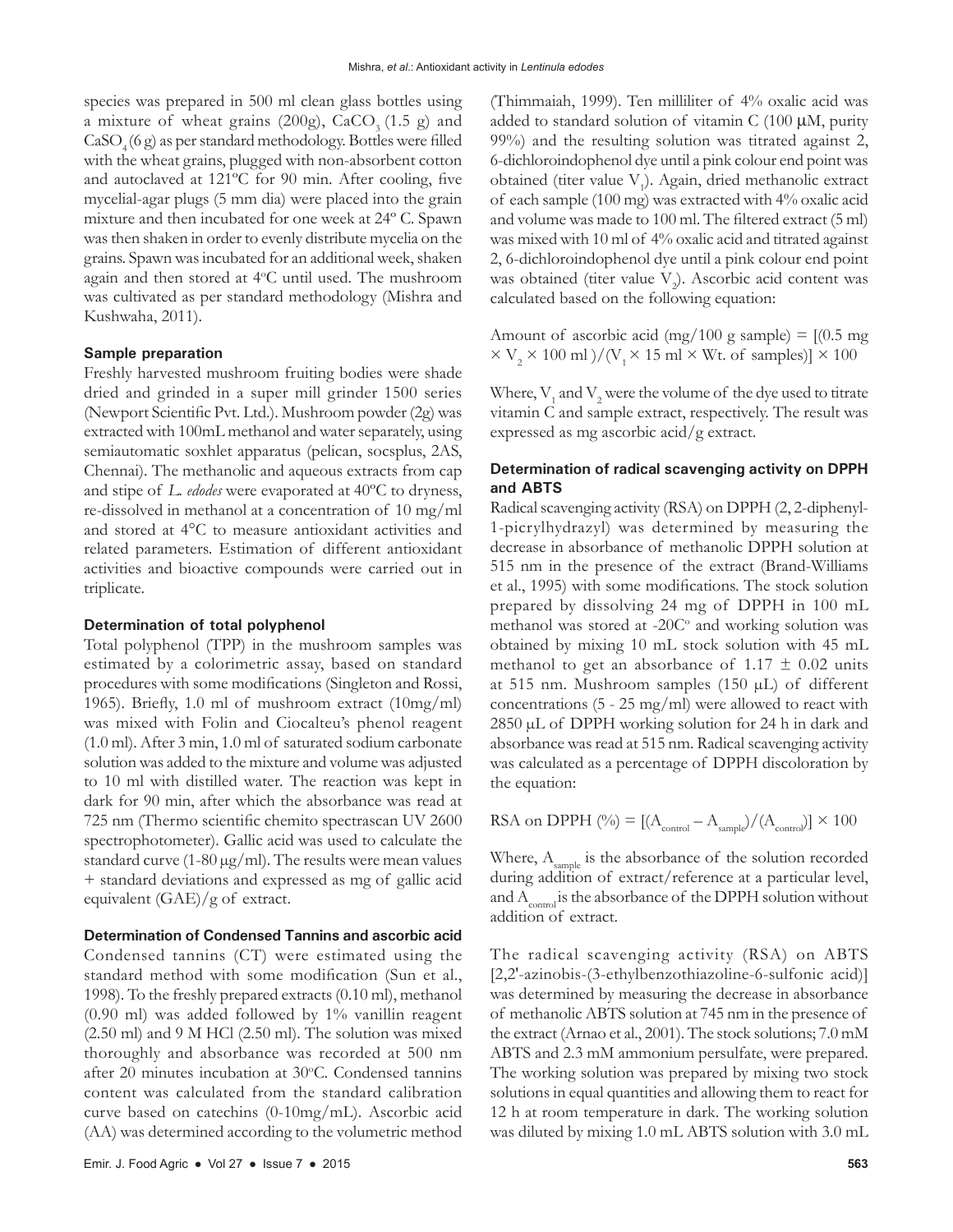species was prepared in 500 ml clean glass bottles using a mixture of wheat grains (200g), $CaCO_3$ (1.5 g) and $CaSO_4$ (6 g) as per standard methodology. Bottles were filled with the wheat grains, plugged with non-absorbent cotton and autoclaved at 121ºC for 90 min. After cooling, five mycelial-agar plugs (5 mm dia) were placed into the grain mixture and then incubated for one week at 24º C. Spawn was then shaken in order to evenly distribute mycelia on the grains. Spawn was incubated for an additional week, shaken again and then stored at 4ºC until used. The mushroom was cultivated as per standard methodology (Mishra and Kushwaha, 2011).

### Sample preparation

Freshly harvested mushroom fruiting bodies were shade dried and grinded in a super mill grinder 1500 series (Newport Scientific Pvt. Ltd.). Mushroom powder (2g) was extracted with 100mL methanol and water separately, using semiautomatic soxhlet apparatus (pelican, socsplus, 2AS, Chennai). The methanolic and aqueous extracts from cap and stipe of *L. edodes* were evaporated at 40ºC to dryness, re-dissolved in methanol at a concentration of 10 mg/ml and stored at 4°C to measure antioxidant activities and related parameters. Estimation of different antioxidant activities and bioactive compounds were carried out in triplicate.

### Determination of total polyphenol

Total polyphenol (TPP) in the mushroom samples was estimated by a colorimetric assay, based on standard procedures with some modifications (Singleton and Rossi, 1965). Briefly, 1.0 ml of mushroom extract (10mg/ml) was mixed with Folin and Ciocalteu's phenol reagent (1.0 ml). After 3 min, 1.0 ml of saturated sodium carbonate solution was added to the mixture and volume was adjusted to 10 ml with distilled water. The reaction was kept in dark for 90 min, after which the absorbance was read at 725 nm (Thermo scientific chemito spectrascan UV 2600 spectrophotometer). Gallic acid was used to calculate the standard curve (1-80 μg/ml). The results were mean values + standard deviations and expressed as mg of gallic acid equivalent (GAE)/g of extract.

### Determination of Condensed Tannins and ascorbic acid

Condensed tannins (CT) were estimated using the standard method with some modification (Sun et al., 1998). To the freshly prepared extracts (0.10 ml), methanol (0.90 ml) was added followed by 1% vanillin reagent (2.50 ml) and 9 M HCl (2.50 ml). The solution was mixed thoroughly and absorbance was recorded at 500 nm after 20 minutes incubation at 30ºC. Condensed tannins content was calculated from the standard calibration curve based on catechins (0-10mg/mL). Ascorbic acid (AA) was determined according to the volumetric method (Thimmaiah, 1999). Ten milliliter of 4% oxalic acid was added to standard solution of vitamin C (100 μM, purity 99%) and the resulting solution was titrated against 2, 6-dichloroindophenol dye until a pink colour end point was obtained (titer value $V_1$). Again, dried methanolic extract of each sample (100 mg) was extracted with 4% oxalic acid and volume was made to 100 ml. The filtered extract (5 ml) was mixed with 10 ml of 4% oxalic acid and titrated against 2, 6-dichloroindophenol dye until a pink colour end point was obtained (titer value $V_2$). Ascorbic acid content was calculated based on the following equation:

$$\text{Amount of ascorbic acid (mg/100 g sample)} = [(0.5 \text{ mg} \times V_2 \times 100 \text{ ml})/(V_1 \times 15 \text{ ml} \times \text{Wt. of samples})] \times 100$$

Where, $V_1$ and $V_2$ were the volume of the dye used to titrate vitamin C and sample extract, respectively. The result was expressed as mg ascorbic acid/g extract.

### Determination of radical scavenging activity on DPPH and ABTS

Radical scavenging activity (RSA) on DPPH (2, 2-diphenyl-1-picrylhydrazyl) was determined by measuring the decrease in absorbance of methanolic DPPH solution at 515 nm in the presence of the extract (Brand-Williams et al., 1995) with some modifications. The stock solution prepared by dissolving 24 mg of DPPH in 100 mL methanol was stored at -20Cº and working solution was obtained by mixing 10 mL stock solution with 45 mL methanol to get an absorbance of 1.17 ± 0.02 units at 515 nm. Mushroom samples (150 μL) of different concentrations (5 - 25 mg/ml) were allowed to react with 2850 μL of DPPH working solution for 24 h in dark and absorbance was read at 515 nm. Radical scavenging activity was calculated as a percentage of DPPH discoloration by the equation:

$$\text{RSA on DPPH (\%)} = [(A_{control} - A_{sample})/(A_{control})] \times 100$$

Where, $A_{sample}$ is the absorbance of the solution recorded during addition of extract/reference at a particular level, and $A_{control}$ is the absorbance of the DPPH solution without addition of extract.

The radical scavenging activity (RSA) on ABTS [2,2'-azinobis-(3-ethylbenzothiazoline-6-sulfonic acid)] was determined by measuring the decrease in absorbance of methanolic ABTS solution at 745 nm in the presence of the extract (Arnao et al., 2001). The stock solutions; 7.0 mM ABTS and 2.3 mM ammonium persulfate, were prepared. The working solution was prepared by mixing two stock solutions in equal quantities and allowing them to react for 12 h at room temperature in dark. The working solution was diluted by mixing 1.0 mL ABTS solution with 3.0 mL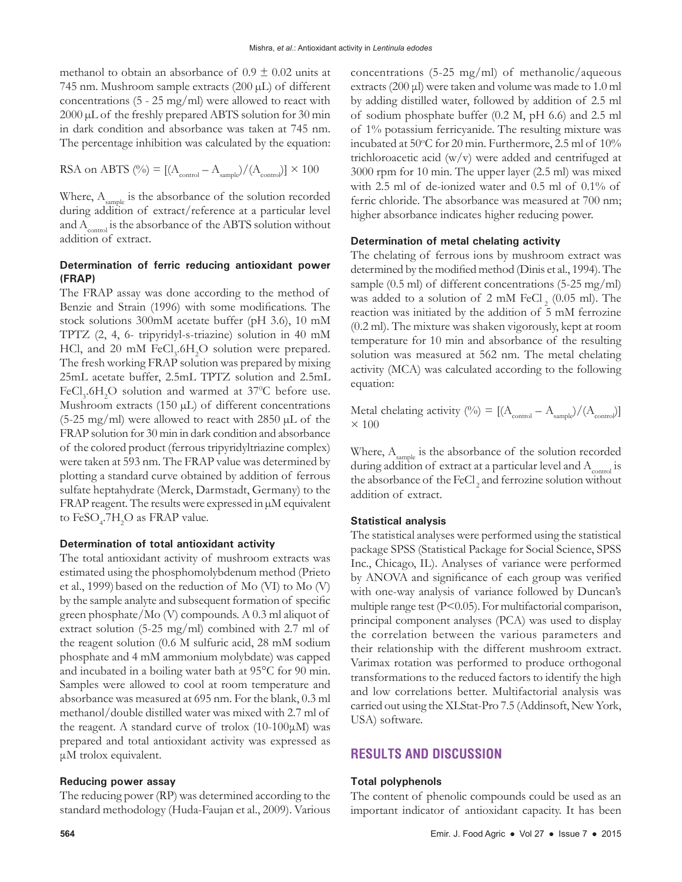methanol to obtain an absorbance of 0.9 ± 0.02 units at 745 nm. Mushroom sample extracts (200 μL) of different concentrations (5 - 25 mg/ml) were allowed to react with 2000 μL of the freshly prepared ABTS solution for 30 min in dark condition and absorbance was taken at 745 nm. The percentage inhibition was calculated by the equation:

$$\text{RSA on ABTS (\%)} = [(A_{control} - A_{sample})/(A_{control})] \times 100$$

Where, $A_{sample}$ is the absorbance of the solution recorded during addition of extract/reference at a particular level and $A_{control}$ is the absorbance of the ABTS solution without addition of extract.

### Determination of ferric reducing antioxidant power (FRAP)

The FRAP assay was done according to the method of Benzie and Strain (1996) with some modifications. The stock solutions 300mM acetate buffer (pH 3.6), 10 mM TPTZ (2, 4, 6- tripyridyl-s-triazine) solution in 40 mM HCl, and 20 mM $FeCl_3.6H_2O$ solution were prepared. The fresh working FRAP solution was prepared by mixing 25mL acetate buffer, 2.5mL TPTZ solution and 2.5mL $FeCl_3.6H_2O$ solution and warmed at 37°C before use. Mushroom extracts (150 μL) of different concentrations (5-25 mg/ml) were allowed to react with 2850 μL of the FRAP solution for 30 min in dark condition and absorbance of the colored product (ferrous tripyridyltriazine complex) were taken at 593 nm. The FRAP value was determined by plotting a standard curve obtained by addition of ferrous sulfate heptahydrate (Merck, Darmstadt, Germany) to the FRAP reagent. The results were expressed in μM equivalent to $FeSO_4.7H_2O$ as FRAP value.

### Determination of total antioxidant activity

The total antioxidant activity of mushroom extracts was estimated using the phosphomolybdenum method (Prieto et al., 1999) based on the reduction of Mo (VI) to Mo (V) by the sample analyte and subsequent formation of specific green phosphate/Mo (V) compounds. A 0.3 ml aliquot of extract solution (5-25 mg/ml) combined with 2.7 ml of the reagent solution (0.6 M sulfuric acid, 28 mM sodium phosphate and 4 mM ammonium molybdate) was capped and incubated in a boiling water bath at 95°C for 90 min. Samples were allowed to cool at room temperature and absorbance was measured at 695 nm. For the blank, 0.3 ml methanol/double distilled water was mixed with 2.7 ml of the reagent. A standard curve of trolox (10-100μM) was prepared and total antioxidant activity was expressed as μM trolox equivalent.

### Reducing power assay

The reducing power (RP) was determined according to the standard methodology (Huda-Faujan et al., 2009). Various concentrations (5-25 mg/ml) of methanolic/aqueous extracts (200 μl) were taken and volume was made to 1.0 ml by adding distilled water, followed by addition of 2.5 ml of sodium phosphate buffer (0.2 M, pH 6.6) and 2.5 ml of 1% potassium ferricyanide. The resulting mixture was incubated at 50°C for 20 min. Furthermore, 2.5 ml of 10% trichloroacetic acid (w/v) were added and centrifuged at 3000 rpm for 10 min. The upper layer (2.5 ml) was mixed with 2.5 ml of de-ionized water and 0.5 ml of 0.1% of ferric chloride. The absorbance was measured at 700 nm; higher absorbance indicates higher reducing power.

### Determination of metal chelating activity

The chelating of ferrous ions by mushroom extract was determined by the modified method (Dinis et al., 1994). The sample (0.5 ml) of different concentrations (5-25 mg/ml) was added to a solution of 2 mM $FeCl_2$ (0.05 ml). The reaction was initiated by the addition of 5 mM ferrozine (0.2 ml). The mixture was shaken vigorously, kept at room temperature for 10 min and absorbance of the resulting solution was measured at 562 nm. The metal chelating activity (MCA) was calculated according to the following equation:

$$\text{Metal chelating activity (\%)} = [(A_{control} - A_{sample})/(A_{control})] \times 100$$

Where, $A_{sample}$ is the absorbance of the solution recorded during addition of extract at a particular level and $A_{control}$ is the absorbance of the $FeCl_2$ and ferrozine solution without addition of extract.

### Statistical analysis

The statistical analyses were performed using the statistical package SPSS (Statistical Package for Social Science, SPSS Inc., Chicago, IL). Analyses of variance were performed by ANOVA and significance of each group was verified with one-way analysis of variance followed by Duncan's multiple range test ($P<0.05$). For multifactorial comparison, principal component analyses (PCA) was used to display the correlation between the various parameters and their relationship with the different mushroom extract. Varimax rotation was performed to produce orthogonal transformations to the reduced factors to identify the high and low correlations better. Multifactorial analysis was carried out using the XLStat-Pro 7.5 (Addinsoft, New York, USA) software.

## RESULTS AND DISCUSSION

### Total polyphenols

The content of phenolic compounds could be used as an important indicator of antioxidant capacity. It has been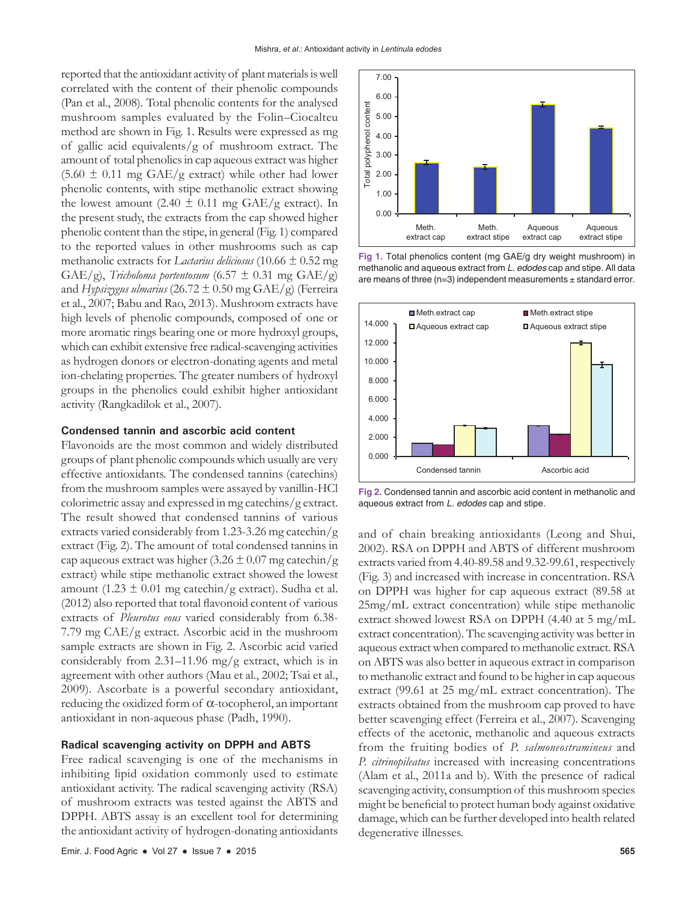reported that the antioxidant activity of plant materials is well correlated with the content of their phenolic compounds (Pan et al., 2008). Total phenolic contents for the analysed mushroom samples evaluated by the Folin–Ciocalteu method are shown in Fig. 1. Results were expressed as mg of gallic acid equivalents/g of mushroom extract. The amount of total phenolics in cap aqueous extract was higher (5.60 ± 0.11 mg GAE/g extract) while other had lower phenolic contents, with stipe methanolic extract showing the lowest amount (2.40 ± 0.11 mg GAE/g extract). In the present study, the extracts from the cap showed higher phenolic content than the stipe, in general (Fig. 1) compared to the reported values in other mushrooms such as cap methanolic extracts for *Lactarius deliciosus* (10.66 ± 0.52 mg GAE/g), *Tricholoma portentosum* (6.57 ± 0.31 mg GAE/g) and *Hypsizygus ulmarius* (26.72 ± 0.50 mg GAE/g) (Ferreira et al., 2007; Babu and Rao, 2013). Mushroom extracts have high levels of phenolic compounds, composed of one or more aromatic rings bearing one or more hydroxyl groups, which can exhibit extensive free radical-scavenging activities as hydrogen donors or electron-donating agents and metal ion-chelating properties. The greater numbers of hydroxyl groups in the phenolics could exhibit higher antioxidant activity (Rangkadilok et al., 2007).

### Condensed tannin and ascorbic acid content

Flavonoids are the most common and widely distributed groups of plant phenolic compounds which usually are very effective antioxidants. The condensed tannins (catechins) from the mushroom samples were assayed by vanillin-HCl colorimetric assay and expressed in mg catechins/g extract. The result showed that condensed tannins of various extracts varied considerably from 1.23-3.26 mg catechin/g extract (Fig. 2). The amount of total condensed tannins in cap aqueous extract was higher (3.26 ± 0.07 mg catechin/g extract) while stipe methanolic extract showed the lowest amount (1.23 ± 0.01 mg catechin/g extract). Sudha et al. (2012) also reported that total flavonoid content of various extracts of *Pleurotus eous* varied considerably from 6.38-7.79 mg CAE/g extract. Ascorbic acid in the mushroom sample extracts are shown in Fig. 2. Ascorbic acid varied considerably from 2.31–11.96 mg/g extract, which is in agreement with other authors (Mau et al., 2002; Tsai et al., 2009). Ascorbate is a powerful secondary antioxidant, reducing the oxidized form of $\alpha$-tocopherol, an important antioxidant in non-aqueous phase (Padh, 1990).

### Radical scavenging activity on DPPH and ABTS

Free radical scavenging is one of the mechanisms in inhibiting lipid oxidation commonly used to estimate antioxidant activity. The radical scavenging activity (RSA) of mushroom extracts was tested against the ABTS and DPPH. ABTS assay is an excellent tool for determining the antioxidant activity of hydrogen-donating antioxidants

Total polyphenol content
7.00
6.00
5.00
4.00
3.00
2.00
1.00
0.00
Meth. extract cap
Meth. extract stipe
Aqueous extract cap
Aqueous extract stipe

**Fig 1.** Total phenolics content (mg GAE/g dry weight mushroom) in methanolic and aqueous extract from *L. edodes* cap and stipe. All data are means of three (n=3) independent measurements ± standard error.

Meth.extract cap
Meth.extract stipe
Aqueous extract cap
Aqueous extract stipe
14.000
12.000
10.000
8.000
6.000
4.000
2.000
0.000
Condensed tannin
Ascorbic acid

**Fig 2.** Condensed tannin and ascorbic acid content in methanolic and aqueous extract from *L. edodes* cap and stipe.

and of chain breaking antioxidants (Leong and Shui, 2002). RSA on DPPH and ABTS of different mushroom extracts varied from 4.40-89.58 and 9.32-99.61, respectively (Fig. 3) and increased with increase in concentration. RSA on DPPH was higher for cap aqueous extract (89.58 at 25mg/mL extract concentration) while stipe methanolic extract showed lowest RSA on DPPH (4.40 at 5 mg/mL extract concentration). The scavenging activity was better in aqueous extract when compared to methanolic extract. RSA on ABTS was also better in aqueous extract in comparison to methanolic extract and found to be higher in cap aqueous extract (99.61 at 25 mg/mL extract concentration). The extracts obtained from the mushroom cap proved to have better scavenging effect (Ferreira et al., 2007). Scavenging effects of the acetonic, methanolic and aqueous extracts from the fruiting bodies of *P. salmoneostramineus* and *P. citrinopileatus* increased with increasing concentrations (Alam et al., 2011a and b). With the presence of radical scavenging activity, consumption of this mushroom species might be beneficial to protect human body against oxidative damage, which can be further developed into health related degenerative illnesses.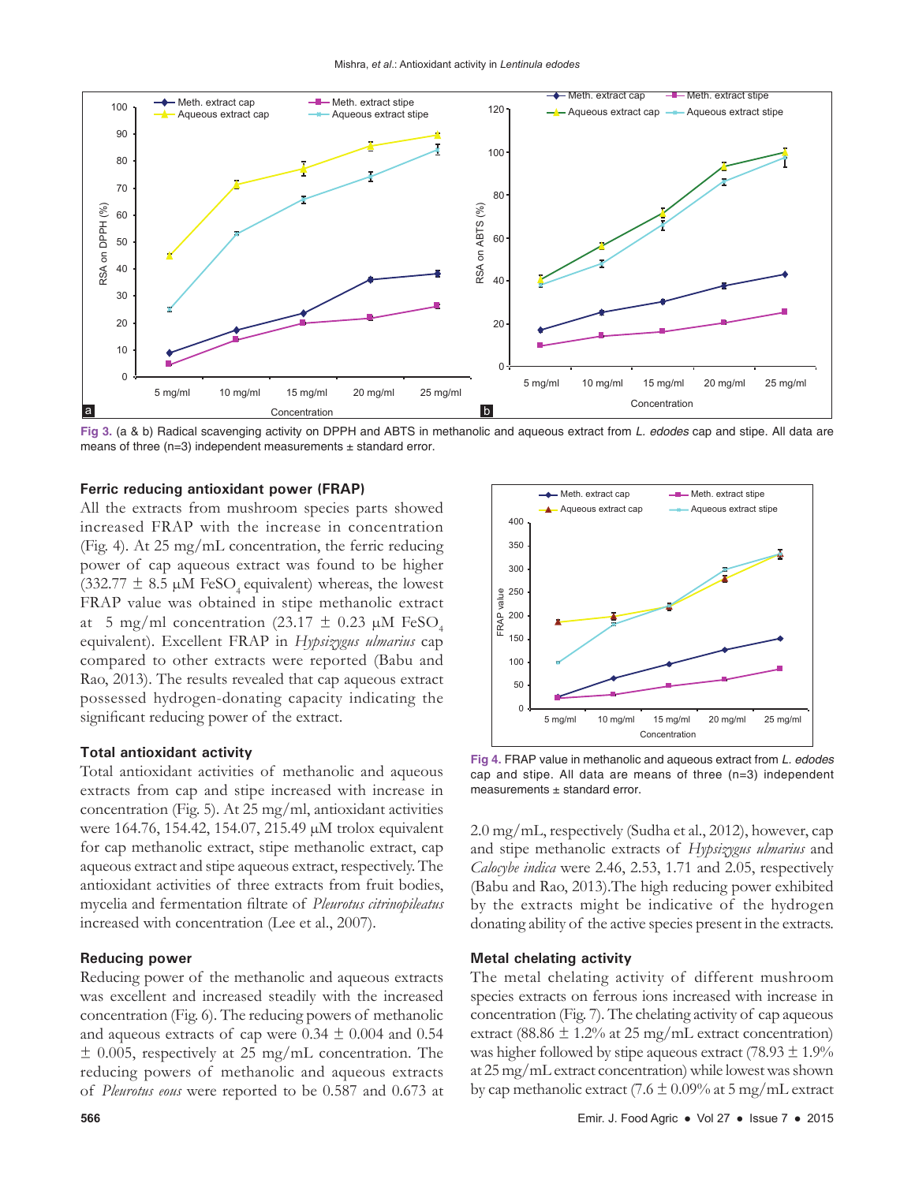Meth. extract cap
Meth. extract stipe
Aqueous extract cap
Aqueous extract stipe

100
90
80
70
60
50
40
30
20
10
0

RSA on DPPH (%)

5 mg/ml
10 mg/ml
15 mg/ml
20 mg/ml
25 mg/ml

Concentration

a

Meth. extract cap
Meth. extract stipe
Aqueous extract cap
Aqueous extract stipe

120
100
80
60
40
20
0

RSA on ABTS (%)

5 mg/ml
10 mg/ml
15 mg/ml
20 mg/ml
25 mg/ml

Concentration

b

**Fig 3.** (a & b) Radical scavenging activity on DPPH and ABTS in methanolic and aqueous extract from *L. edodes* cap and stipe. All data are means of three (n=3) independent measurements ± standard error.

### Ferric reducing antioxidant power (FRAP)

All the extracts from mushroom species parts showed increased FRAP with the increase in concentration (Fig. 4). At 25 mg/mL concentration, the ferric reducing power of cap aqueous extract was found to be higher (332.77 ± 8.5 μM $FeSO_4$ equivalent) whereas, the lowest FRAP value was obtained in stipe methanolic extract at 5 mg/ml concentration (23.17 ± 0.23 μM $FeSO_4$ equivalent). Excellent FRAP in *Hypsizygus ulmarius* cap compared to other extracts were reported (Babu and Rao, 2013). The results revealed that cap aqueous extract possessed hydrogen-donating capacity indicating the significant reducing power of the extract.

### Total antioxidant activity

Total antioxidant activities of methanolic and aqueous extracts from cap and stipe increased with increase in concentration (Fig. 5). At 25 mg/ml, antioxidant activities were 164.76, 154.42, 154.07, 215.49 μM trolox equivalent for cap methanolic extract, stipe methanolic extract, cap aqueous extract and stipe aqueous extract, respectively. The antioxidant activities of three extracts from fruit bodies, mycelia and fermentation filtrate of *Pleurotus citrinopileatus* increased with concentration (Lee et al., 2007).

### Reducing power

Reducing power of the methanolic and aqueous extracts was excellent and increased steadily with the increased concentration (Fig. 6). The reducing powers of methanolic and aqueous extracts of cap were 0.34 ± 0.004 and 0.54 ± 0.005, respectively at 25 mg/mL concentration. The reducing powers of methanolic and aqueous extracts of *Pleurotus eous* were reported to be 0.587 and 0.673 at

Meth. extract cap
Meth. extract stipe
Aqueous extract cap
Aqueous extract stipe

400
350
300
250
200
150
100
50
0

FRAP value

5 mg/ml
10 mg/ml
15 mg/ml
20 mg/ml
25 mg/ml

Concentration

**Fig 4.** FRAP value in methanolic and aqueous extract from *L. edodes* cap and stipe. All data are means of three (n=3) independent measurements ± standard error.

2.0 mg/mL, respectively (Sudha et al., 2012), however, cap and stipe methanolic extracts of *Hypsizygus ulmarius* and *Calocybe indica* were 2.46, 2.53, 1.71 and 2.05, respectively (Babu and Rao, 2013).The high reducing power exhibited by the extracts might be indicative of the hydrogen donating ability of the active species present in the extracts.

### Metal chelating activity

The metal chelating activity of different mushroom species extracts on ferrous ions increased with increase in concentration (Fig. 7). The chelating activity of cap aqueous extract (88.86 ± 1.2% at 25 mg/mL extract concentration) was higher followed by stipe aqueous extract (78.93 ± 1.9% at 25 mg/mL extract concentration) while lowest was shown by cap methanolic extract (7.6 ± 0.09% at 5 mg/mL extract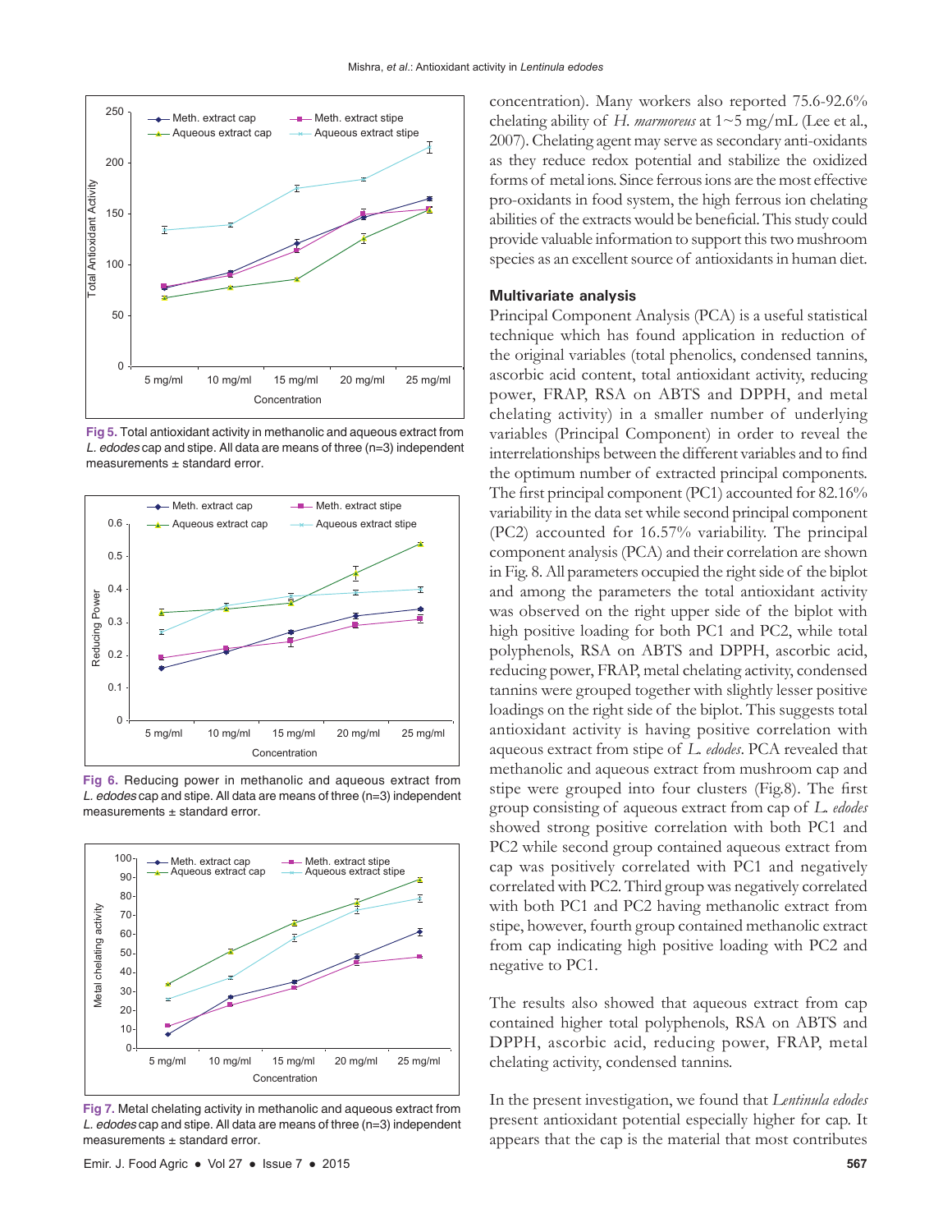Meth. extract cap
Meth. extract stipe
Aqueous extract cap
Aqueous extract stipe

Total Antioxidant Activity

250
200
150
100
50
0

5 mg/ml
10 mg/ml
15 mg/ml
20 mg/ml
25 mg/ml

Concentration

**Fig 5.** Total antioxidant activity in methanolic and aqueous extract from *L. edodes* cap and stipe. All data are means of three (n=3) independent measurements ± standard error.

Meth. extract cap
Meth. extract stipe
Aqueous extract cap
Aqueous extract stipe

Reducing Power

0.6
0.5
0.4
0.3
0.2
0.1
0

5 mg/ml
10 mg/ml
15 mg/ml
20 mg/ml
25 mg/ml

Concentration

**Fig 6.** Reducing power in methanolic and aqueous extract from *L. edodes* cap and stipe. All data are means of three (n=3) independent measurements ± standard error.

Meth. extract cap
Meth. extract stipe
Aqueous extract cap
Aqueous extract stipe

Metal chelating activity

100
90
80
70
60
50
40
30
20
10
0

5 mg/ml
10 mg/ml
15 mg/ml
20 mg/ml
25 mg/ml

Concentration

**Fig 7.** Metal chelating activity in methanolic and aqueous extract from *L. edodes* cap and stipe. All data are means of three (n=3) independent measurements ± standard error.

concentration). Many workers also reported 75.6-92.6% chelating ability of *H. marmoreus* at 1~5 mg/mL (Lee et al., 2007). Chelating agent may serve as secondary anti-oxidants as they reduce redox potential and stabilize the oxidized forms of metal ions. Since ferrous ions are the most effective pro-oxidants in food system, the high ferrous ion chelating abilities of the extracts would be beneficial. This study could provide valuable information to support this two mushroom species as an excellent source of antioxidants in human diet.

### Multivariate analysis

Principal Component Analysis (PCA) is a useful statistical technique which has found application in reduction of the original variables (total phenolics, condensed tannins, ascorbic acid content, total antioxidant activity, reducing power, FRAP, RSA on ABTS and DPPH, and metal chelating activity) in a smaller number of underlying variables (Principal Component) in order to reveal the interrelationships between the different variables and to find the optimum number of extracted principal components. The first principal component (PC1) accounted for 82.16% variability in the data set while second principal component (PC2) accounted for 16.57% variability. The principal component analysis (PCA) and their correlation are shown in Fig. 8. All parameters occupied the right side of the biplot and among the parameters the total antioxidant activity was observed on the right upper side of the biplot with high positive loading for both PC1 and PC2, while total polyphenols, RSA on ABTS and DPPH, ascorbic acid, reducing power, FRAP, metal chelating activity, condensed tannins were grouped together with slightly lesser positive loadings on the right side of the biplot. This suggests total antioxidant activity is having positive correlation with aqueous extract from stipe of *L. edodes*. PCA revealed that methanolic and aqueous extract from mushroom cap and stipe were grouped into four clusters (Fig.8). The first group consisting of aqueous extract from cap of *L. edodes* showed strong positive correlation with both PC1 and PC2 while second group contained aqueous extract from cap was positively correlated with PC1 and negatively correlated with PC2. Third group was negatively correlated with both PC1 and PC2 having methanolic extract from stipe, however, fourth group contained methanolic extract from cap indicating high positive loading with PC2 and negative to PC1.

The results also showed that aqueous extract from cap contained higher total polyphenols, RSA on ABTS and DPPH, ascorbic acid, reducing power, FRAP, metal chelating activity, condensed tannins.

In the present investigation, we found that *Lentinula edodes* present antioxidant potential especially higher for cap. It appears that the cap is the material that most contributes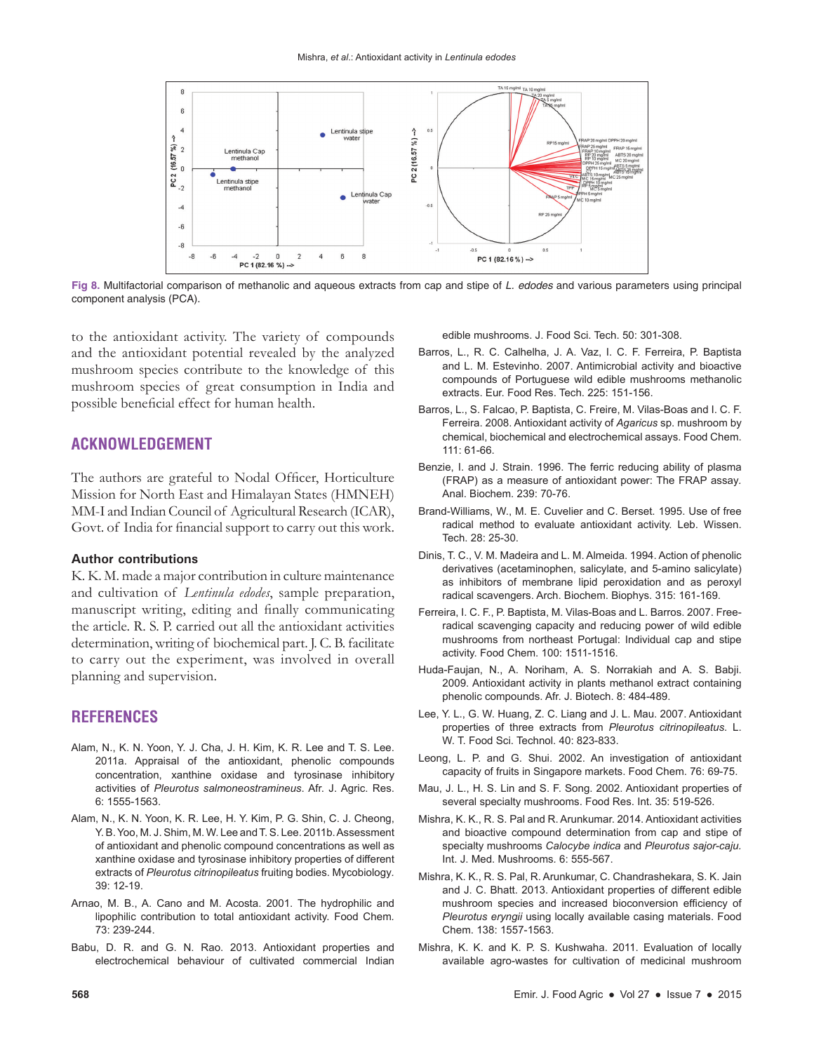Fig 8. Multifactorial comparison of methanolic and aqueous extracts from cap and stipe of *L. edodes* and various parameters using principal component analysis (PCA).

to the antioxidant activity. The variety of compounds and the antioxidant potential revealed by the analyzed mushroom species contribute to the knowledge of this mushroom species of great consumption in India and possible beneficial effect for human health.

## ACKNOWLEDGEMENT

The authors are grateful to Nodal Officer, Horticulture Mission for North East and Himalayan States (HMNEH) MM-I and Indian Council of Agricultural Research (ICAR), Govt. of India for financial support to carry out this work.

### Author contributions

K. K. M. made a major contribution in culture maintenance and cultivation of *Lentinula edodes*, sample preparation, manuscript writing, editing and finally communicating the article. R. S. P. carried out all the antioxidant activities determination, writing of biochemical part. J. C. B. facilitate to carry out the experiment, was involved in overall planning and supervision.

## REFERENCES

Alam, N., K. N. Yoon, Y. J. Cha, J. H. Kim, K. R. Lee and T. S. Lee. 2011a. Appraisal of the antioxidant, phenolic compounds concentration, xanthine oxidase and tyrosinase inhibitory activities of *Pleurotus salmoneostramineus*. Afr. J. Agric. Res. 6: 1555-1563.

Alam, N., K. N. Yoon, K. R. Lee, H. Y. Kim, P. G. Shin, C. J. Cheong, Y. B. Yoo, M. J. Shim, M. W. Lee and T. S. Lee. 2011b. Assessment of antioxidant and phenolic compound concentrations as well as xanthine oxidase and tyrosinase inhibitory properties of different extracts of *Pleurotus citrinopileatus* fruiting bodies. Mycobiology. 39: 12-19.

Arnao, M. B., A. Cano and M. Acosta. 2001. The hydrophilic and lipophilic contribution to total antioxidant activity. Food Chem. 73: 239-244.

Babu, D. R. and G. N. Rao. 2013. Antioxidant properties and electrochemical behaviour of cultivated commercial Indian edible mushrooms. J. Food Sci. Tech. 50: 301-308.

Barros, L., R. C. Calhelha, J. A. Vaz, I. C. F. Ferreira, P. Baptista and L. M. Estevinho. 2007. Antimicrobial activity and bioactive compounds of Portuguese wild edible mushrooms methanolic extracts. Eur. Food Res. Tech. 225: 151-156.

Barros, L., S. Falcao, P. Baptista, C. Freire, M. Vilas-Boas and I. C. F. Ferreira. 2008. Antioxidant activity of *Agaricus* sp. mushroom by chemical, biochemical and electrochemical assays. Food Chem. 111: 61-66.

Benzie, I. and J. Strain. 1996. The ferric reducing ability of plasma (FRAP) as a measure of antioxidant power: The FRAP assay. Anal. Biochem. 239: 70-76.

Brand-Williams, W., M. E. Cuvelier and C. Berset. 1995. Use of free radical method to evaluate antioxidant activity. Leb. Wissen. Tech. 28: 25-30.

Dinis, T. C., V. M. Madeira and L. M. Almeida. 1994. Action of phenolic derivatives (acetaminophen, salicylate, and 5-amino salicylate) as inhibitors of membrane lipid peroxidation and as peroxyl radical scavengers. Arch. Biochem. Biophys. 315: 161-169.

Ferreira, I. C. F., P. Baptista, M. Vilas-Boas and L. Barros. 2007. Free-radical scavenging capacity and reducing power of wild edible mushrooms from northeast Portugal: Individual cap and stipe activity. Food Chem. 100: 1511-1516.

Huda-Faujan, N., A. Noriham, A. S. Norrakiah and A. S. Babji. 2009. Antioxidant activity in plants methanol extract containing phenolic compounds. Afr. J. Biotech. 8: 484-489.

Lee, Y. L., G. W. Huang, Z. C. Liang and J. L. Mau. 2007. Antioxidant properties of three extracts from *Pleurotus citrinopileatus*. L. W. T. Food Sci. Technol. 40: 823-833.

Leong, L. P. and G. Shui. 2002. An investigation of antioxidant capacity of fruits in Singapore markets. Food Chem. 76: 69-75.

Mau, J. L., H. S. Lin and S. F. Song. 2002. Antioxidant properties of several specialty mushrooms. Food Res. Int. 35: 519-526.

Mishra, K. K., R. S. Pal and R. Arunkumar. 2014. Antioxidant activities and bioactive compound determination from cap and stipe of specialty mushrooms *Calocybe indica* and *Pleurotus sajor-caju*. Int. J. Med. Mushrooms. 6: 555-567.

Mishra, K. K., R. S. Pal, R. Arunkumar, C. Chandrashekara, S. K. Jain and J. C. Bhatt. 2013. Antioxidant properties of different edible mushroom species and increased bioconversion efficiency of *Pleurotus eryngii* using locally available casing materials. Food Chem. 138: 1557-1563.

Mishra, K. K. and K. P. S. Kushwaha. 2011. Evaluation of locally available agro-wastes for cultivation of medicinal mushroom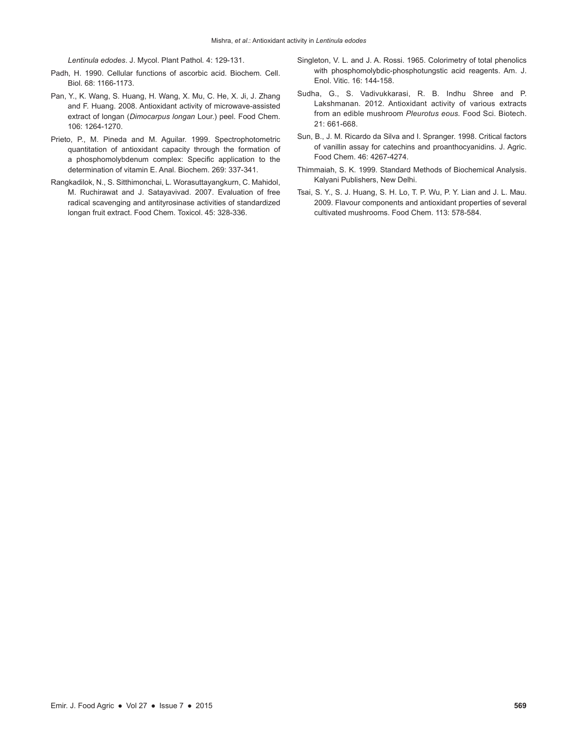*Lentinula edodes*. J. Mycol. Plant Pathol. 4: 129-131.

Padh, H. 1990. Cellular functions of ascorbic acid. Biochem. Cell. Biol. 68: 1166-1173.

Pan, Y., K. Wang, S. Huang, H. Wang, X. Mu, C. He, X. Ji, J. Zhang and F. Huang. 2008. Antioxidant activity of microwave-assisted extract of longan (*Dimocarpus longan* Lour.) peel. Food Chem. 106: 1264-1270.

Prieto, P., M. Pineda and M. Aguilar. 1999. Spectrophotometric quantitation of antioxidant capacity through the formation of a phosphomolybdenum complex: Specific application to the determination of vitamin E. Anal. Biochem. 269: 337-341.

Rangkadilok, N., S. Sitthimonchai, L. Worasuttayangkurn, C. Mahidol, M. Ruchirawat and J. Satayavivad. 2007. Evaluation of free radical scavenging and antityrosinase activities of standardized longan fruit extract. Food Chem. Toxicol. 45: 328-336.

Singleton, V. L. and J. A. Rossi. 1965. Colorimetry of total phenolics with phosphomolybdic-phosphotungstic acid reagents. Am. J. Enol. Vitic. 16: 144-158.

Sudha, G., S. Vadivukkarasi, R. B. Indhu Shree and P. Lakshmanan. 2012. Antioxidant activity of various extracts from an edible mushroom *Pleurotus eous*. Food Sci. Biotech. 21: 661-668.

Sun, B., J. M. Ricardo da Silva and I. Spranger. 1998. Critical factors of vanillin assay for catechins and proanthocyanidins. J. Agric. Food Chem. 46: 4267-4274.

Thimmaiah, S. K. 1999. Standard Methods of Biochemical Analysis. Kalyani Publishers, New Delhi.

Tsai, S. Y., S. J. Huang, S. H. Lo, T. P. Wu, P. Y. Lian and J. L. Mau. 2009. Flavour components and antioxidant properties of several cultivated mushrooms. Food Chem. 113: 578-584.